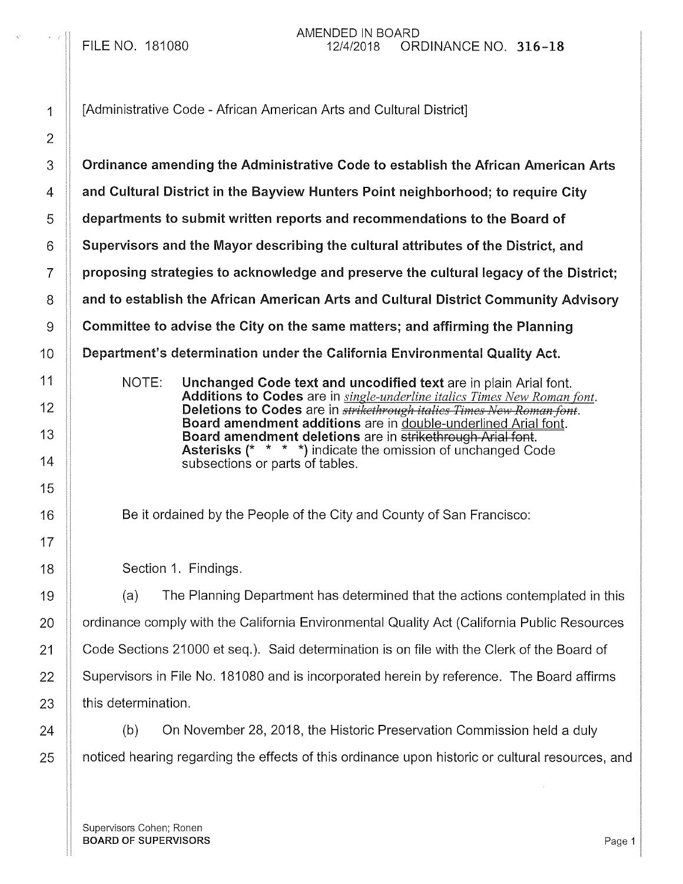FILE NO. 181080

AMENDED IN BOARD
12/4/2018 ORDINANCE NO. 316-18

[Administrative Code - African American Arts and Cultural District]

**Ordinance amending the Administrative Code to establish the African American Arts and Cultural District in the Bayview Hunters Point neighborhood; to require City departments to submit written reports and recommendations to the Board of Supervisors and the Mayor describing the cultural attributes of the District, and proposing strategies to acknowledge and preserve the cultural legacy of the District; and to establish the African American Arts and Cultural District Community Advisory Committee to advise the City on the same matters; and affirming the Planning Department's determination under the California Environmental Quality Act.**

NOTE: **Unchanged Code text and uncodified text** are in plain Arial font.
**Additions to Codes** are in *single-underline italics Times New Roman font*.
**Deletions to Codes** are in ~~*strikethrough italics Times New Roman font*~~.
**Board amendment additions** are in double-underlined Arial font.
**Board amendment deletions** are in ~~strikethrough Arial font~~.
**Asterisks (* * * *)** indicate the omission of unchanged Code subsections or parts of tables.

Be it ordained by the People of the City and County of San Francisco:

Section 1. Findings.

(a) The Planning Department has determined that the actions contemplated in this ordinance comply with the California Environmental Quality Act (California Public Resources Code Sections 21000 et seq.). Said determination is on file with the Clerk of the Board of Supervisors in File No. 181080 and is incorporated herein by reference. The Board affirms this determination.

(b) On November 28, 2018, the Historic Preservation Commission held a duly noticed hearing regarding the effects of this ordinance upon historic or cultural resources, and

Supervisors Cohen; Ronen
BOARD OF SUPERVISORS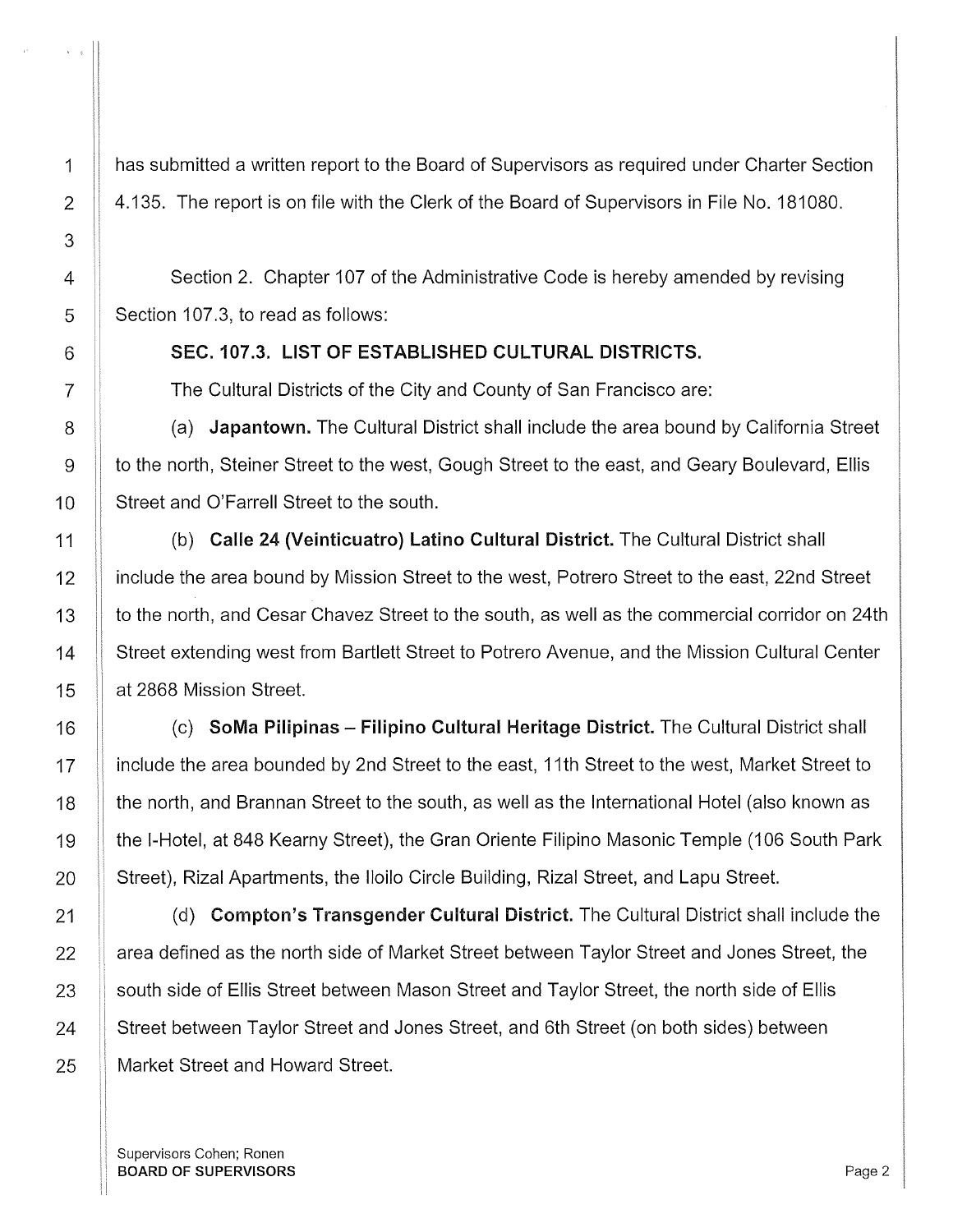has submitted a written report to the Board of Supervisors as required under Charter Section 4.135. The report is on file with the Clerk of the Board of Supervisors in File No. 181080.

Section 2. Chapter 107 of the Administrative Code is hereby amended by revising Section 107.3, to read as follows:

**SEC. 107.3. LIST OF ESTABLISHED CULTURAL DISTRICTS.**

The Cultural Districts of the City and County of San Francisco are:

(a) **Japantown.** The Cultural District shall include the area bound by California Street to the north, Steiner Street to the west, Gough Street to the east, and Geary Boulevard, Ellis Street and O'Farrell Street to the south.

(b) **Calle 24 (Veinticuatro) Latino Cultural District.** The Cultural District shall include the area bound by Mission Street to the west, Potrero Street to the east, 22nd Street to the north, and Cesar Chavez Street to the south, as well as the commercial corridor on 24th Street extending west from Bartlett Street to Potrero Avenue, and the Mission Cultural Center at 2868 Mission Street.

(c) **SoMa Pilipinas – Filipino Cultural Heritage District.** The Cultural District shall include the area bounded by 2nd Street to the east, 11th Street to the west, Market Street to the north, and Brannan Street to the south, as well as the International Hotel (also known as the I-Hotel, at 848 Kearny Street), the Gran Oriente Filipino Masonic Temple (106 South Park Street), Rizal Apartments, the Iloilo Circle Building, Rizal Street, and Lapu Street.

(d) **Compton's Transgender Cultural District.** The Cultural District shall include the area defined as the north side of Market Street between Taylor Street and Jones Street, the south side of Ellis Street between Mason Street and Taylor Street, the north side of Ellis Street between Taylor Street and Jones Street, and 6th Street (on both sides) between Market Street and Howard Street.

Supervisors Cohen; Ronen
**BOARD OF SUPERVISORS**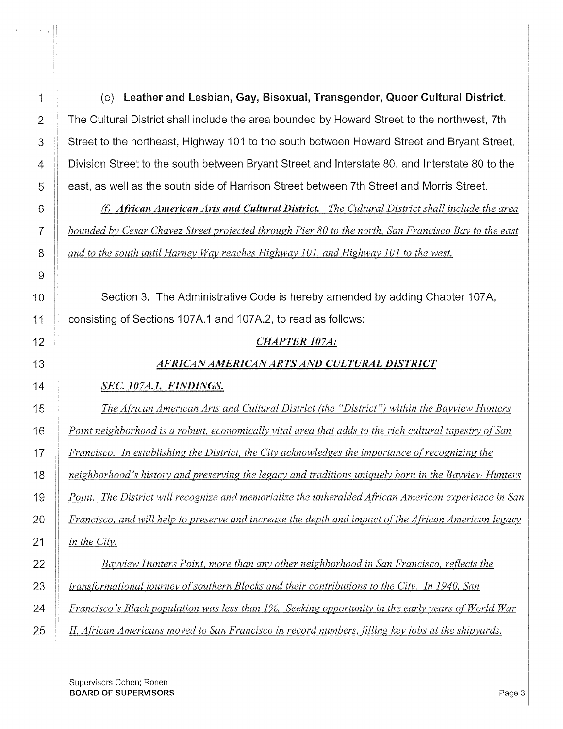(e) **Leather and Lesbian, Gay, Bisexual, Transgender, Queer Cultural District.** The Cultural District shall include the area bounded by Howard Street to the northwest, 7th Street to the northeast, Highway 101 to the south between Howard Street and Bryant Street, Division Street to the south between Bryant Street and Interstate 80, and Interstate 80 to the east, as well as the south side of Harrison Street between 7th Street and Morris Street.

*(f) **African American Arts and Cultural District.** The Cultural District shall include the area bounded by Cesar Chavez Street projected through Pier 80 to the north, San Francisco Bay to the east and to the south until Harney Way reaches Highway 101, and Highway 101 to the west.*

Section 3. The Administrative Code is hereby amended by adding Chapter 107A, consisting of Sections 107A.1 and 107A.2, to read as follows:

## *CHAPTER 107A:*

## *AFRICAN AMERICAN ARTS AND CULTURAL DISTRICT*

### *SEC. 107A.1. FINDINGS.*

*The African American Arts and Cultural District (the "District") within the Bayview Hunters Point neighborhood is a robust, economically vital area that adds to the rich cultural tapestry of San Francisco. In establishing the District, the City acknowledges the importance of recognizing the neighborhood's history and preserving the legacy and traditions uniquely born in the Bayview Hunters Point. The District will recognize and memorialize the unheralded African American experience in San Francisco, and will help to preserve and increase the depth and impact of the African American legacy in the City.*

*Bayview Hunters Point, more than any other neighborhood in San Francisco, reflects the transformational journey of southern Blacks and their contributions to the City. In 1940, San Francisco's Black population was less than 1%. Seeking opportunity in the early years of World War II, African Americans moved to San Francisco in record numbers, filling key jobs at the shipyards.*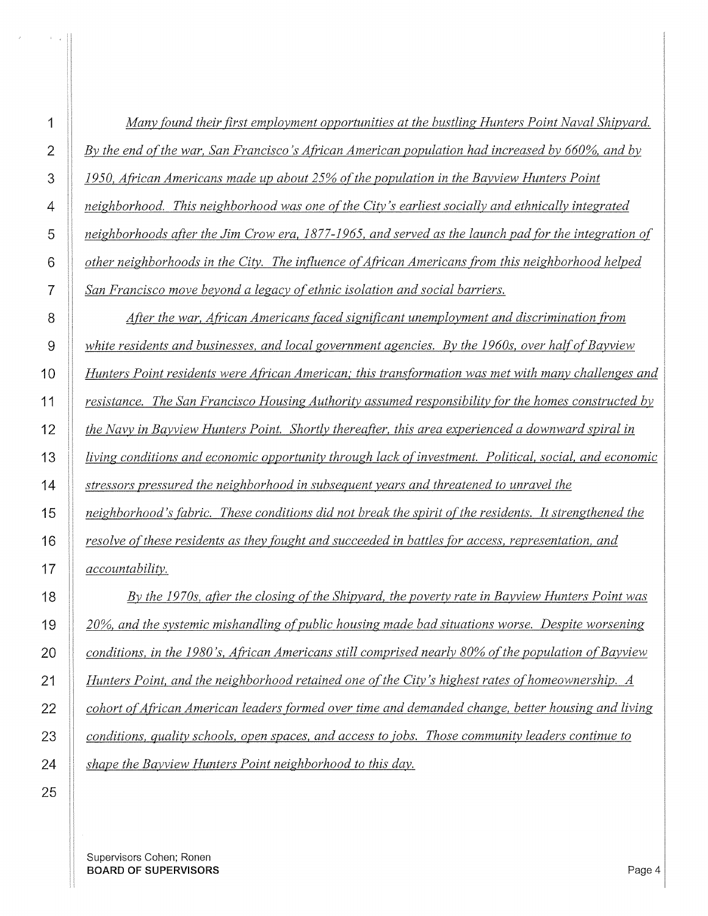*Many found their first employment opportunities at the bustling Hunters Point Naval Shipyard. By the end of the war, San Francisco's African American population had increased by 660%, and by 1950, African Americans made up about 25% of the population in the Bayview Hunters Point neighborhood. This neighborhood was one of the City's earliest socially and ethnically integrated neighborhoods after the Jim Crow era, 1877-1965, and served as the launch pad for the integration of other neighborhoods in the City. The influence of African Americans from this neighborhood helped San Francisco move beyond a legacy of ethnic isolation and social barriers.*

*After the war, African Americans faced significant unemployment and discrimination from white residents and businesses, and local government agencies. By the 1960s, over half of Bayview Hunters Point residents were African American; this transformation was met with many challenges and resistance. The San Francisco Housing Authority assumed responsibility for the homes constructed by the Navy in Bayview Hunters Point. Shortly thereafter, this area experienced a downward spiral in living conditions and economic opportunity through lack of investment. Political, social, and economic stressors pressured the neighborhood in subsequent years and threatened to unravel the neighborhood's fabric. These conditions did not break the spirit of the residents. It strengthened the resolve of these residents as they fought and succeeded in battles for access, representation, and accountability.*

*By the 1970s, after the closing of the Shipyard, the poverty rate in Bayview Hunters Point was 20%, and the systemic mishandling of public housing made bad situations worse. Despite worsening conditions, in the 1980's, African Americans still comprised nearly 80% of the population of Bayview Hunters Point, and the neighborhood retained one of the City's highest rates of homeownership. A cohort of African American leaders formed over time and demanded change, better housing and living conditions, quality schools, open spaces, and access to jobs. Those community leaders continue to shape the Bayview Hunters Point neighborhood to this day.*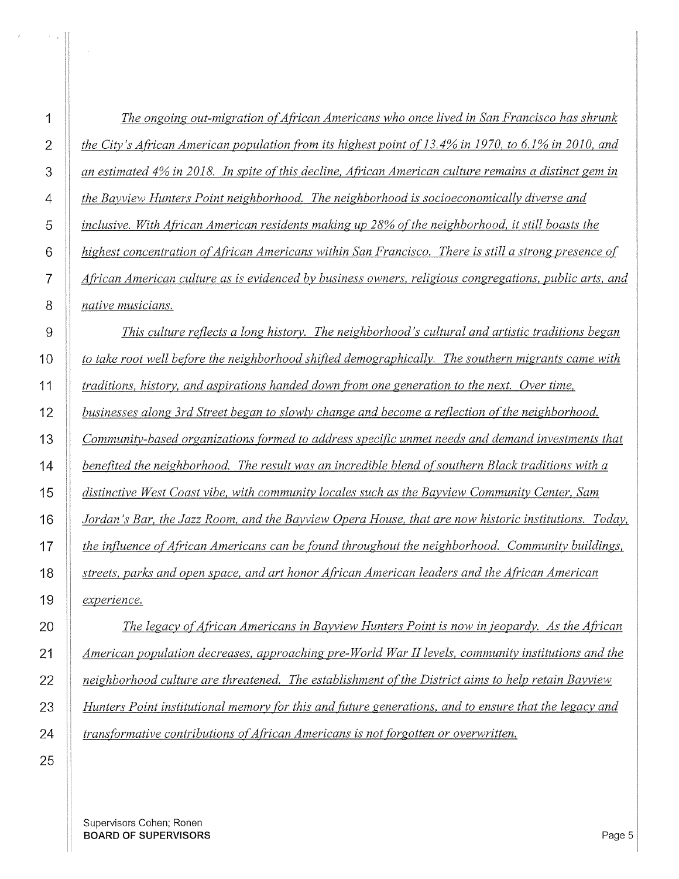*The ongoing out-migration of African Americans who once lived in San Francisco has shrunk the City's African American population from its highest point of 13.4% in 1970, to 6.1% in 2010, and an estimated 4% in 2018. In spite of this decline, African American culture remains a distinct gem in the Bayview Hunters Point neighborhood. The neighborhood is socioeconomically diverse and inclusive. With African American residents making up 28% of the neighborhood, it still boasts the highest concentration of African Americans within San Francisco. There is still a strong presence of African American culture as is evidenced by business owners, religious congregations, public arts, and native musicians.*

*This culture reflects a long history. The neighborhood's cultural and artistic traditions began to take root well before the neighborhood shifted demographically. The southern migrants came with traditions, history, and aspirations handed down from one generation to the next. Over time, businesses along 3rd Street began to slowly change and become a reflection of the neighborhood. Community-based organizations formed to address specific unmet needs and demand investments that benefited the neighborhood. The result was an incredible blend of southern Black traditions with a distinctive West Coast vibe, with community locales such as the Bayview Community Center, Sam Jordan's Bar, the Jazz Room, and the Bayview Opera House, that are now historic institutions. Today, the influence of African Americans can be found throughout the neighborhood. Community buildings, streets, parks and open space, and art honor African American leaders and the African American experience.*

*The legacy of African Americans in Bayview Hunters Point is now in jeopardy. As the African American population decreases, approaching pre-World War II levels, community institutions and the neighborhood culture are threatened. The establishment of the District aims to help retain Bayview Hunters Point institutional memory for this and future generations, and to ensure that the legacy and transformative contributions of African Americans is not forgotten or overwritten.*

Supervisors Cohen; Ronen
**BOARD OF SUPERVISORS**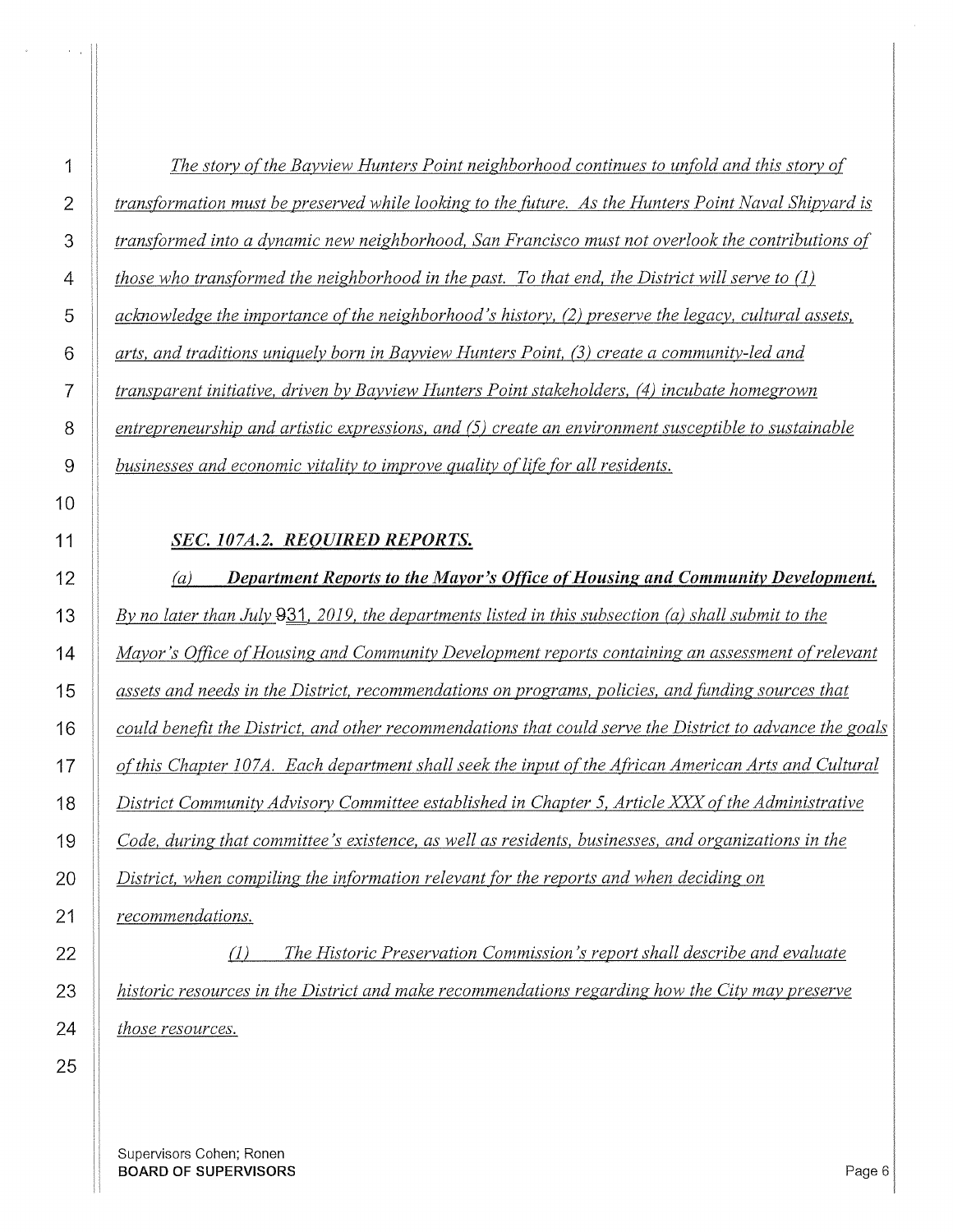*The story of the Bayview Hunters Point neighborhood continues to unfold and this story of transformation must be preserved while looking to the future. As the Hunters Point Naval Shipyard is transformed into a dynamic new neighborhood, San Francisco must not overlook the contributions of those who transformed the neighborhood in the past. To that end, the District will serve to (1) acknowledge the importance of the neighborhood's history, (2) preserve the legacy, cultural assets, arts, and traditions uniquely born in Bayview Hunters Point, (3) create a community-led and transparent initiative, driven by Bayview Hunters Point stakeholders, (4) incubate homegrown entrepreneurship and artistic expressions, and (5) create an environment susceptible to sustainable businesses and economic vitality to improve quality of life for all residents.*

***SEC. 107A.2. REQUIRED REPORTS.***

*(a) **Department Reports to the Mayor's Office of Housing and Community Development.** By no later than July ~~9~~31, 2019, the departments listed in this subsection (a) shall submit to the Mayor's Office of Housing and Community Development reports containing an assessment of relevant assets and needs in the District, recommendations on programs, policies, and funding sources that could benefit the District, and other recommendations that could serve the District to advance the goals of this Chapter 107A. Each department shall seek the input of the African American Arts and Cultural District Community Advisory Committee established in Chapter 5, Article XXX of the Administrative Code, during that committee's existence, as well as residents, businesses, and organizations in the District, when compiling the information relevant for the reports and when deciding on recommendations.*

*(1) The Historic Preservation Commission's report shall describe and evaluate historic resources in the District and make recommendations regarding how the City may preserve those resources.*

Supervisors Cohen; Ronen
**BOARD OF SUPERVISORS**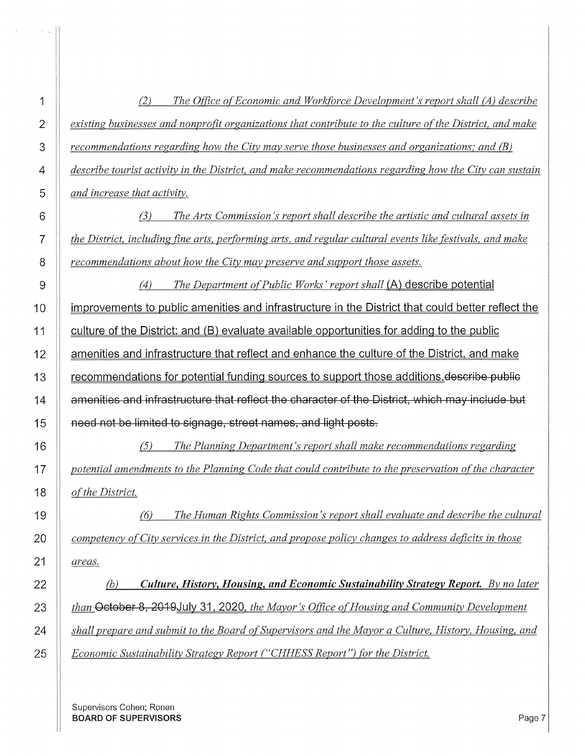*(2) The Office of Economic and Workforce Development's report shall (A) describe existing businesses and nonprofit organizations that contribute to the culture of the District, and make recommendations regarding how the City may serve those businesses and organizations; and (B) describe tourist activity in the District, and make recommendations regarding how the City can sustain and increase that activity.*

*(3) The Arts Commission's report shall describe the artistic and cultural assets in the District, including fine arts, performing arts, and regular cultural events like festivals, and make recommendations about how the City may preserve and support those assets.*

*(4) The Department of Public Works' report shall* (A) describe potential improvements to public amenities and infrastructure in the District that could better reflect the culture of the District; and (B) evaluate available opportunities for adding to the public amenities and infrastructure that reflect and enhance the culture of the District, and make recommendations for potential funding sources to support those additions.~~describe public amenities and infrastructure that reflect the character of the District, which may include but need not be limited to signage, street names, and light posts.~~

*(5) The Planning Department's report shall make recommendations regarding potential amendments to the Planning Code that could contribute to the preservation of the character of the District.*

*(6) The Human Rights Commission's report shall evaluate and describe the cultural competency of City services in the District, and propose policy changes to address deficits in those areas.*

*(b) **Culture, History, Housing, and Economic Sustainability Strategy Report.** By no later than* ~~October 8, 2019~~July 31, 2020*, the Mayor's Office of Housing and Community Development shall prepare and submit to the Board of Supervisors and the Mayor a Culture, History, Housing, and Economic Sustainability Strategy Report ("CHHESS Report") for the District.*

Supervisors Cohen; Ronen
**BOARD OF SUPERVISORS**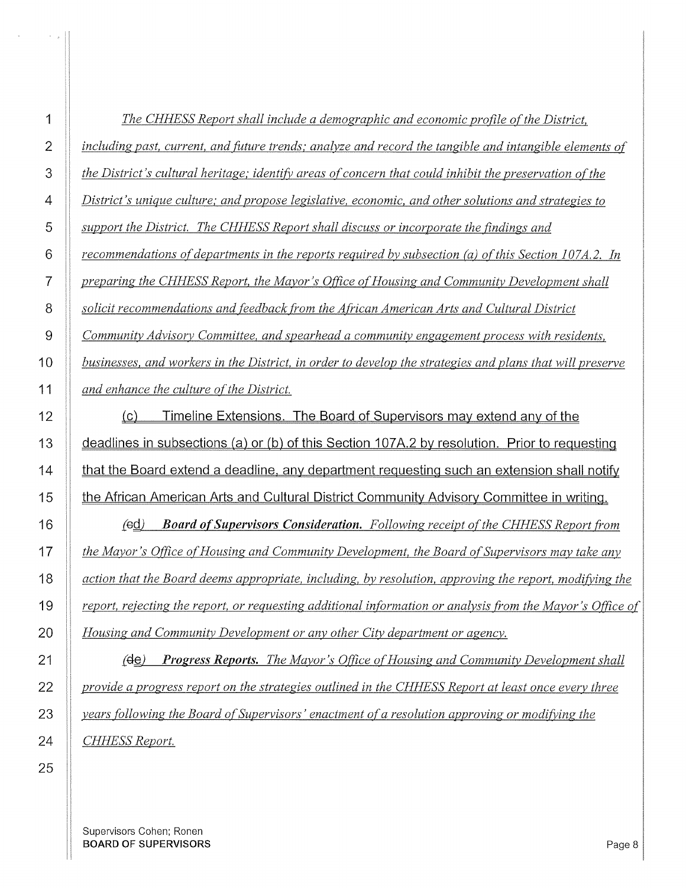*The CHHESS Report shall include a demographic and economic profile of the District, including past, current, and future trends; analyze and record the tangible and intangible elements of the District's cultural heritage; identify areas of concern that could inhibit the preservation of the District's unique culture; and propose legislative, economic, and other solutions and strategies to support the District. The CHHESS Report shall discuss or incorporate the findings and recommendations of departments in the reports required by subsection (a) of this Section 107A.2. In preparing the CHHESS Report, the Mayor's Office of Housing and Community Development shall solicit recommendations and feedback from the African American Arts and Cultural District Community Advisory Committee, and spearhead a community engagement process with residents, businesses, and workers in the District, in order to develop the strategies and plans that will preserve and enhance the culture of the District.*

(c) Timeline Extensions. The Board of Supervisors may extend any of the deadlines in subsections (a) or (b) of this Section 107A.2 by resolution. Prior to requesting that the Board extend a deadline, any department requesting such an extension shall notify the African American Arts and Cultural District Community Advisory Committee in writing.

*(~~c~~d) **Board of Supervisors Consideration.** Following receipt of the CHHESS Report from the Mayor's Office of Housing and Community Development, the Board of Supervisors may take any action that the Board deems appropriate, including, by resolution, approving the report, modifying the report, rejecting the report, or requesting additional information or analysis from the Mayor's Office of Housing and Community Development or any other City department or agency.*

*(~~d~~e) **Progress Reports.** The Mayor's Office of Housing and Community Development shall provide a progress report on the strategies outlined in the CHHESS Report at least once every three years following the Board of Supervisors' enactment of a resolution approving or modifying the CHHESS Report.*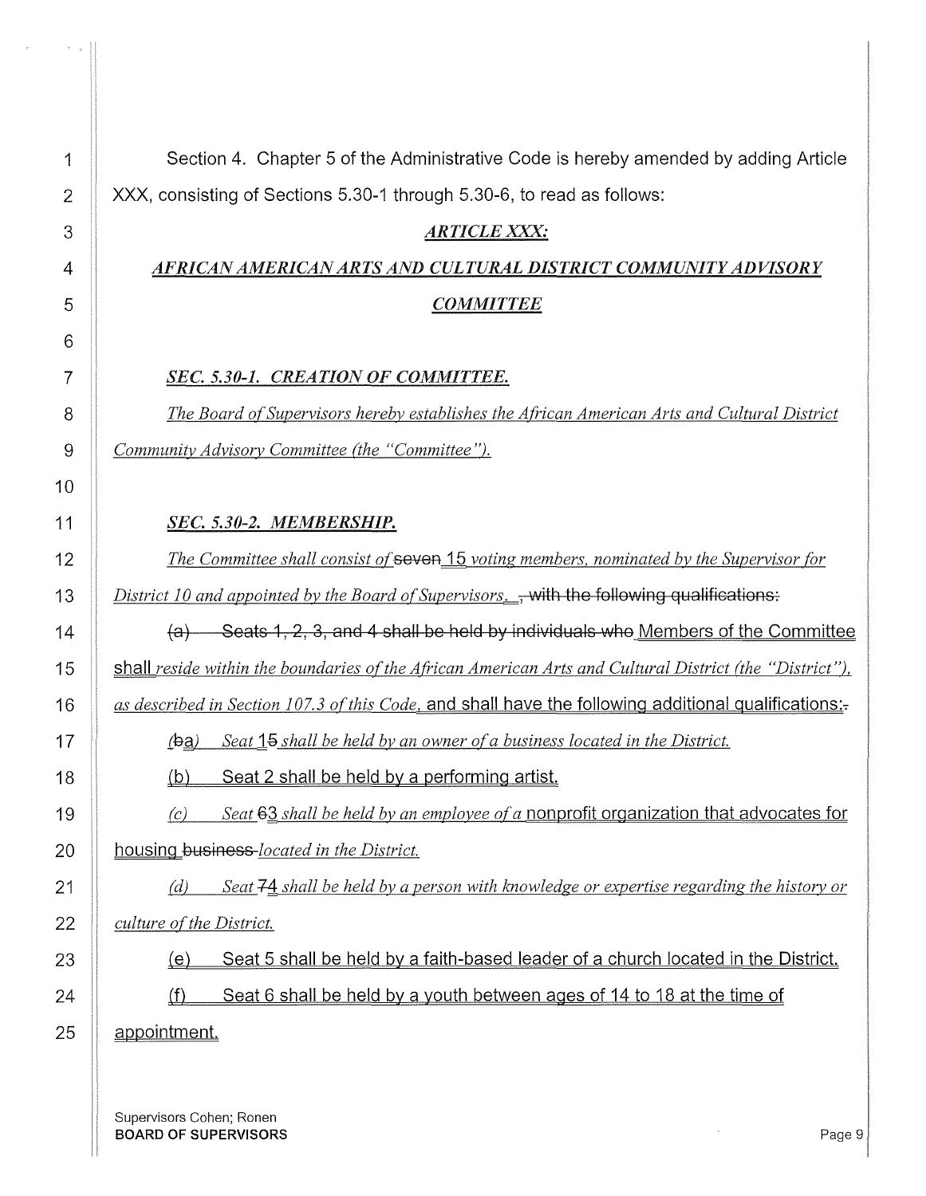Section 4. Chapter 5 of the Administrative Code is hereby amended by adding Article XXX, consisting of Sections 5.30-1 through 5.30-6, to read as follows:

## *ARTICLE XXX:*

## *AFRICAN AMERICAN ARTS AND CULTURAL DISTRICT COMMUNITY ADVISORY COMMITTEE*

### *SEC. 5.30-1. CREATION OF COMMITTEE.*

*The Board of Supervisors hereby establishes the African American Arts and Cultural District Community Advisory Committee (the "Committee").*

### *SEC. 5.30-2. MEMBERSHIP.*

*The Committee shall consist of* ~~seven~~ 15 *voting members, nominated by the Supervisor for District 10 and appointed by the Board of Supervisors.* ~~, with the following qualifications:~~

~~(a) Seats 1, 2, 3, and 4 shall be held by individuals who~~ Members of the Committee shall *reside within the boundaries of the African American Arts and Cultural District (the "District"), as described in Section 107.3 of this Code*, and shall have the following additional qualifications:~~.~~

*(*~~b~~a*) Seat* 1~~5~~ *shall be held by an owner of a business located in the District.*

(b) Seat 2 shall be held by a performing artist.

*(c) Seat* ~~6~~3 *shall be held by an employee of a* nonprofit organization that advocates for housing ~~business~~ *located in the District.*

*(d) Seat* ~~7~~4 *shall be held by a person with knowledge or expertise regarding the history or culture of the District.*

(e) Seat 5 shall be held by a faith-based leader of a church located in the District.

(f) Seat 6 shall be held by a youth between ages of 14 to 18 at the time of appointment.

Supervisors Cohen; Ronen
**BOARD OF SUPERVISORS**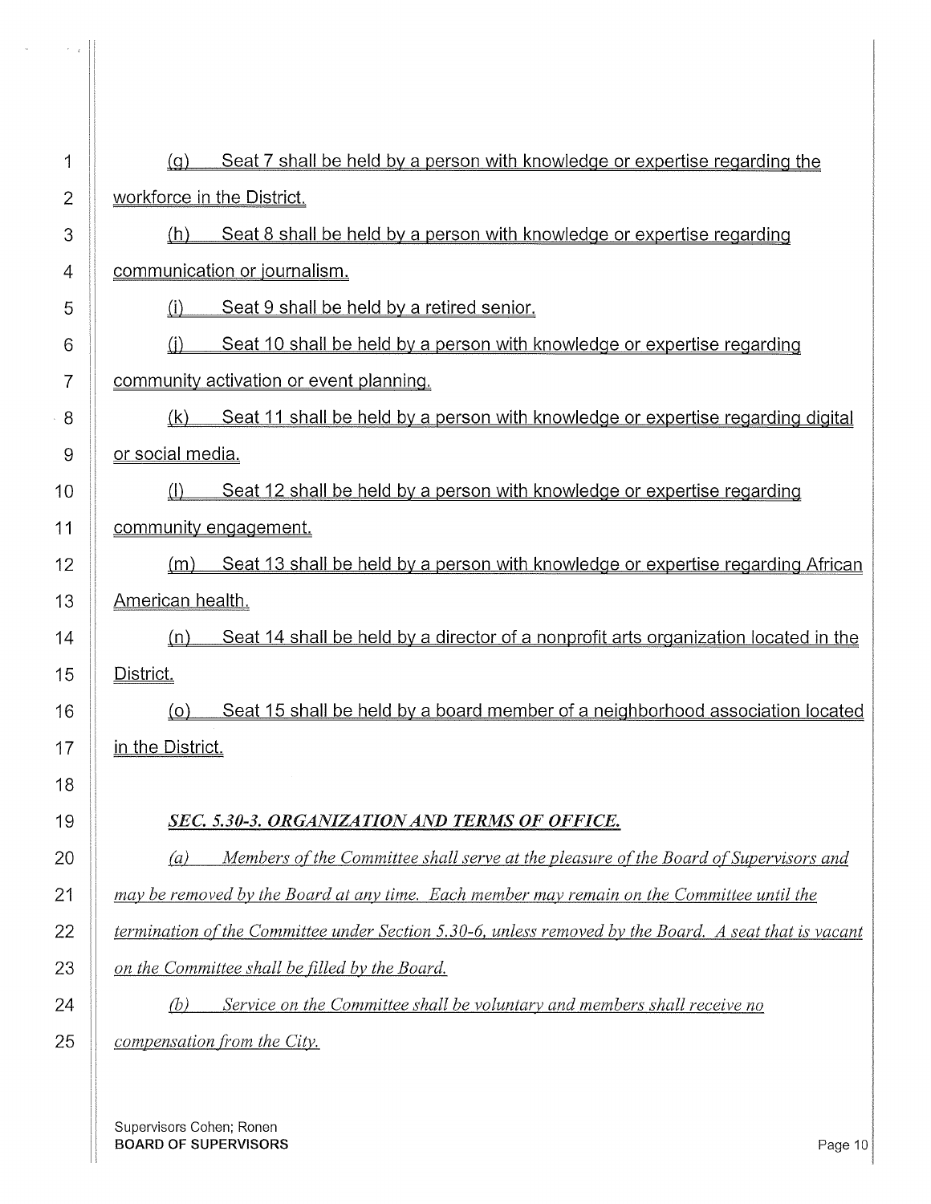(g) Seat 7 shall be held by a person with knowledge or expertise regarding the workforce in the District.

(h) Seat 8 shall be held by a person with knowledge or expertise regarding communication or journalism.

(i) Seat 9 shall be held by a retired senior.

(j) Seat 10 shall be held by a person with knowledge or expertise regarding community activation or event planning.

(k) Seat 11 shall be held by a person with knowledge or expertise regarding digital or social media.

(l) Seat 12 shall be held by a person with knowledge or expertise regarding community engagement.

(m) Seat 13 shall be held by a person with knowledge or expertise regarding African American health.

(n) Seat 14 shall be held by a director of a nonprofit arts organization located in the District.

(o) Seat 15 shall be held by a board member of a neighborhood association located in the District.

***SEC. 5.30-3. ORGANIZATION AND TERMS OF OFFICE.***

*(a) Members of the Committee shall serve at the pleasure of the Board of Supervisors and may be removed by the Board at any time. Each member may remain on the Committee until the termination of the Committee under Section 5.30-6, unless removed by the Board. A seat that is vacant on the Committee shall be filled by the Board.*

*(b) Service on the Committee shall be voluntary and members shall receive no compensation from the City.*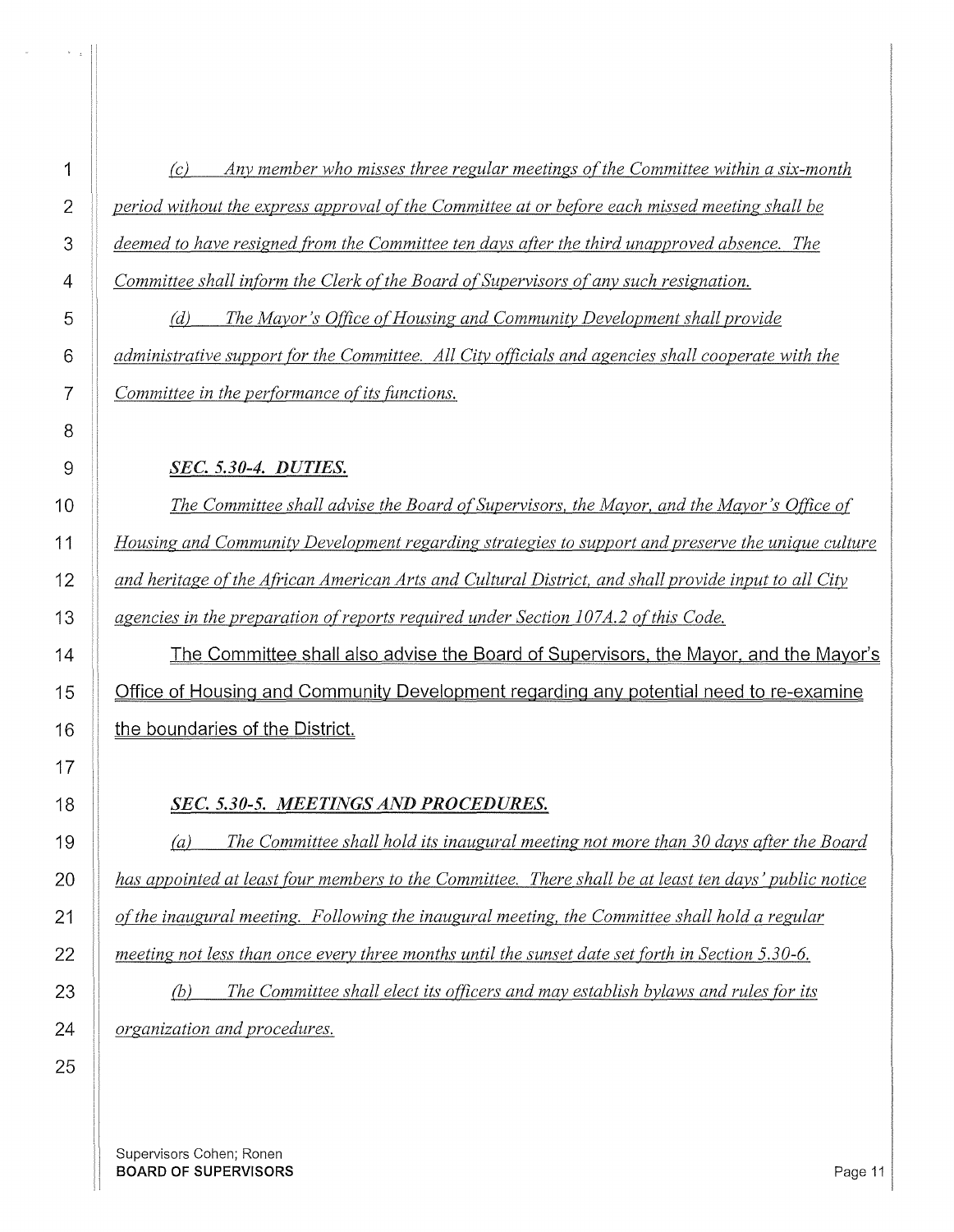*(c) Any member who misses three regular meetings of the Committee within a six-month period without the express approval of the Committee at or before each missed meeting shall be deemed to have resigned from the Committee ten days after the third unapproved absence. The Committee shall inform the Clerk of the Board of Supervisors of any such resignation.*

*(d) The Mayor's Office of Housing and Community Development shall provide administrative support for the Committee. All City officials and agencies shall cooperate with the Committee in the performance of its functions.*

***SEC. 5.30-4. DUTIES.***

*The Committee shall advise the Board of Supervisors, the Mayor, and the Mayor's Office of Housing and Community Development regarding strategies to support and preserve the unique culture and heritage of the African American Arts and Cultural District, and shall provide input to all City agencies in the preparation of reports required under Section 107A.2 of this Code.*

The Committee shall also advise the Board of Supervisors, the Mayor, and the Mayor's Office of Housing and Community Development regarding any potential need to re-examine the boundaries of the District.

***SEC. 5.30-5. MEETINGS AND PROCEDURES.***

*(a) The Committee shall hold its inaugural meeting not more than 30 days after the Board has appointed at least four members to the Committee. There shall be at least ten days' public notice of the inaugural meeting. Following the inaugural meeting, the Committee shall hold a regular meeting not less than once every three months until the sunset date set forth in Section 5.30-6.*

*(b) The Committee shall elect its officers and may establish bylaws and rules for its organization and procedures.*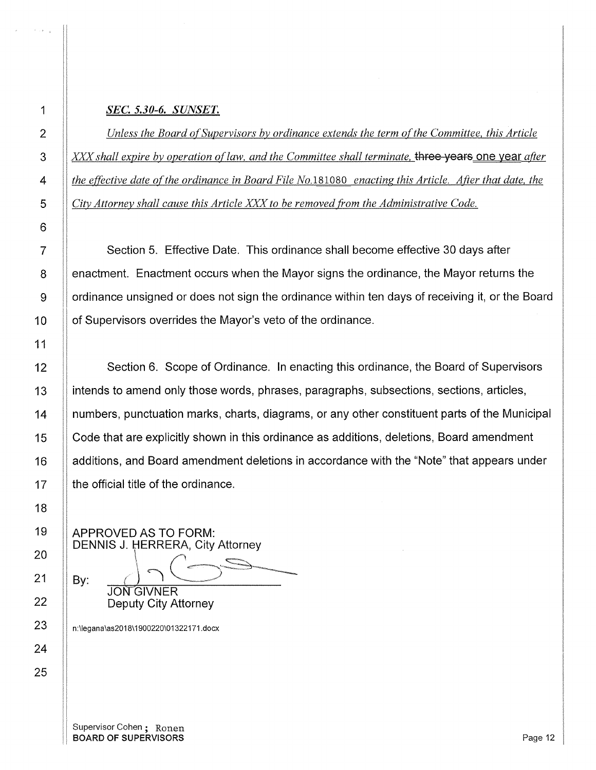***SEC. 5.30-6. SUNSET.***

*Unless the Board of Supervisors by ordinance extends the term of the Committee, this Article XXX shall expire by operation of law, and the Committee shall terminate,* ~~three years~~ one year *after the effective date of the ordinance in Board File No.*181080 *enacting this Article. After that date, the City Attorney shall cause this Article XXX to be removed from the Administrative Code.*

Section 5. Effective Date. This ordinance shall become effective 30 days after enactment. Enactment occurs when the Mayor signs the ordinance, the Mayor returns the ordinance unsigned or does not sign the ordinance within ten days of receiving it, or the Board of Supervisors overrides the Mayor's veto of the ordinance.

Section 6. Scope of Ordinance. In enacting this ordinance, the Board of Supervisors intends to amend only those words, phrases, paragraphs, subsections, sections, articles, numbers, punctuation marks, charts, diagrams, or any other constituent parts of the Municipal Code that are explicitly shown in this ordinance as additions, deletions, Board amendment additions, and Board amendment deletions in accordance with the "Note" that appears under the official title of the ordinance.

APPROVED AS TO FORM:
DENNIS J. HERRERA, City Attorney

By: ______________________
JON GIVNER
Deputy City Attorney

n:\legana\as2018\1900220\01322171.docx

Supervisor Cohen ; Ronen
**BOARD OF SUPERVISORS**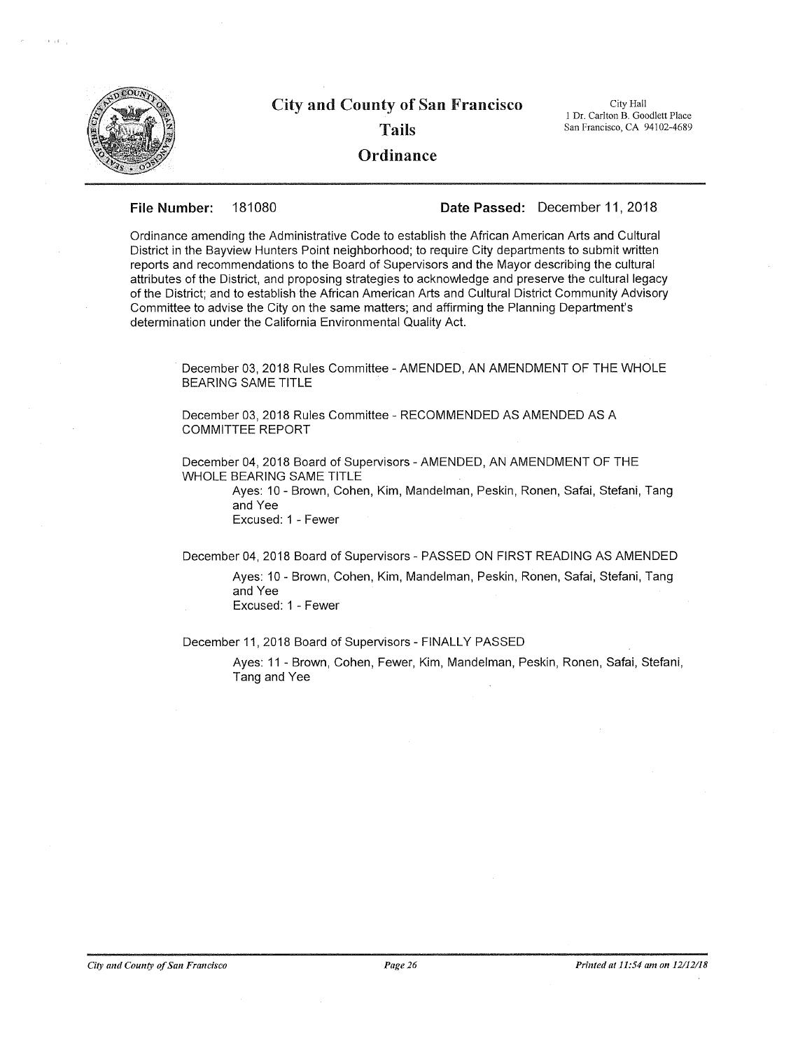# City and County of San Francisco

## Tails

## Ordinance

City Hall
1 Dr. Carlton B. Goodlett Place
San Francisco, CA 94102-4689

**File Number:** 181080 **Date Passed:** December 11, 2018

Ordinance amending the Administrative Code to establish the African American Arts and Cultural District in the Bayview Hunters Point neighborhood; to require City departments to submit written reports and recommendations to the Board of Supervisors and the Mayor describing the cultural attributes of the District, and proposing strategies to acknowledge and preserve the cultural legacy of the District; and to establish the African American Arts and Cultural District Community Advisory Committee to advise the City on the same matters; and affirming the Planning Department's determination under the California Environmental Quality Act.

December 03, 2018 Rules Committee - AMENDED, AN AMENDMENT OF THE WHOLE BEARING SAME TITLE

December 03, 2018 Rules Committee - RECOMMENDED AS AMENDED AS A COMMITTEE REPORT

December 04, 2018 Board of Supervisors - AMENDED, AN AMENDMENT OF THE WHOLE BEARING SAME TITLE

Ayes: 10 - Brown, Cohen, Kim, Mandelman, Peskin, Ronen, Safai, Stefani, Tang and Yee
Excused: 1 - Fewer

December 04, 2018 Board of Supervisors - PASSED ON FIRST READING AS AMENDED

Ayes: 10 - Brown, Cohen, Kim, Mandelman, Peskin, Ronen, Safai, Stefani, Tang and Yee
Excused: 1 - Fewer

December 11, 2018 Board of Supervisors - FINALLY PASSED

Ayes: 11 - Brown, Cohen, Fewer, Kim, Mandelman, Peskin, Ronen, Safai, Stefani, Tang and Yee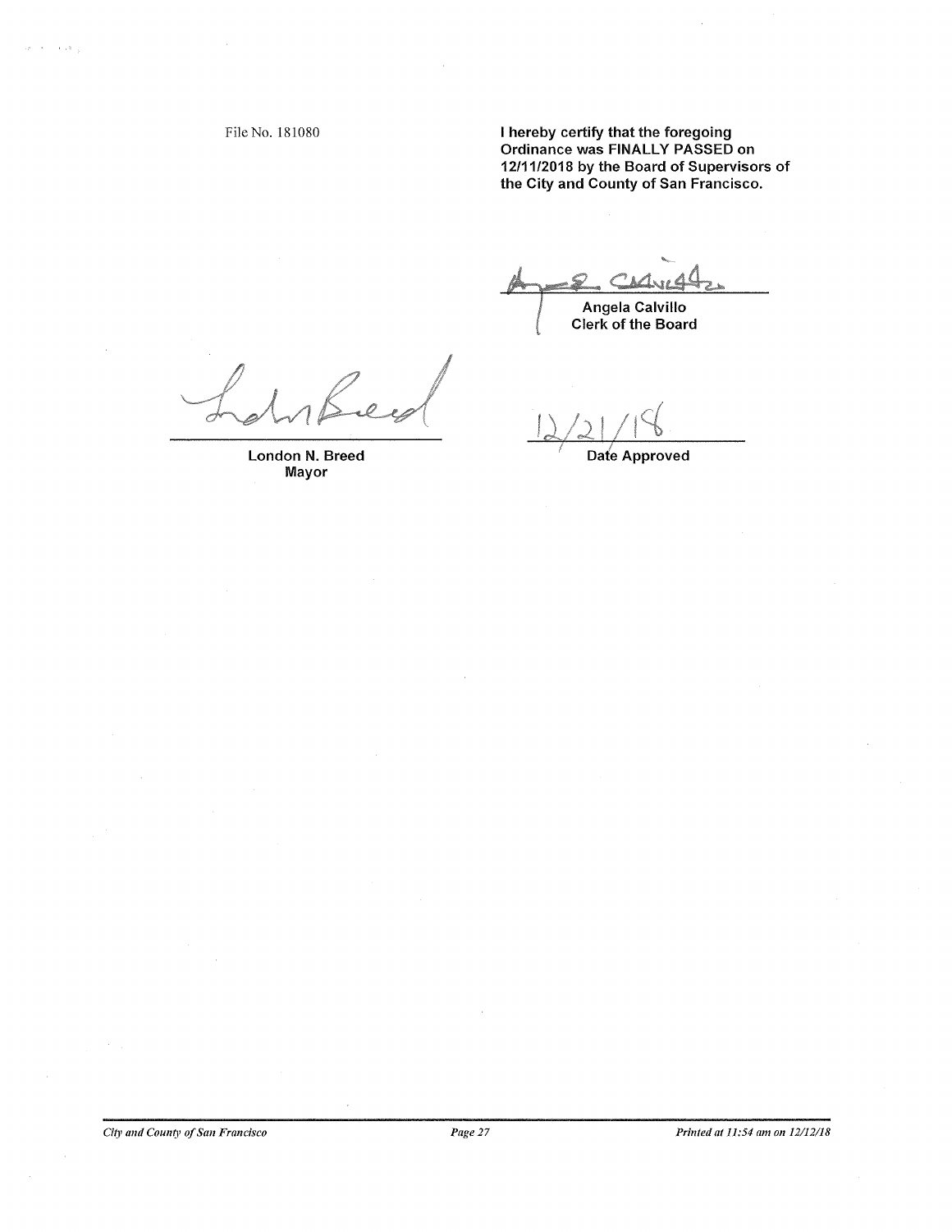File No. 181080

**I hereby certify that the foregoing Ordinance was FINALLY PASSED on 12/11/2018 by the Board of Supervisors of the City and County of San Francisco.**

**Angela Calvillo**
**Clerk of the Board**

**London N. Breed**
**Mayor**

12/21/18
**Date Approved**